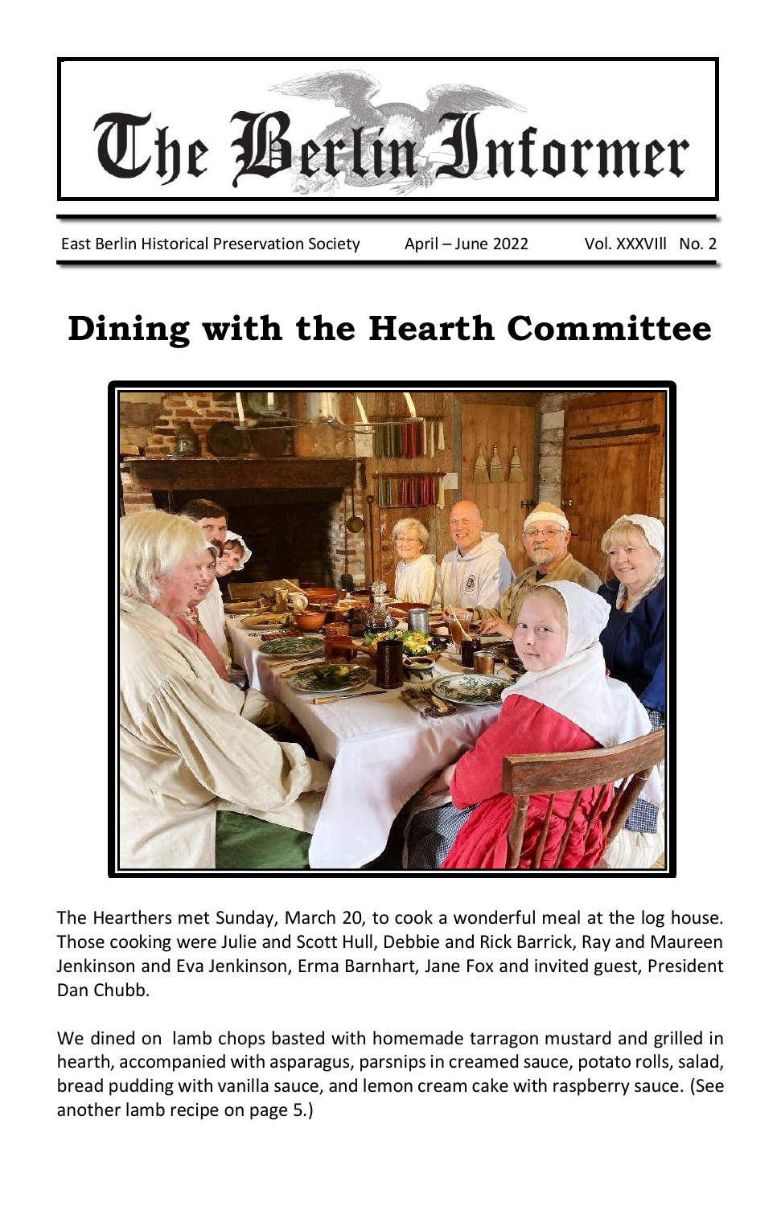# The Berlin Informer

East Berlin Historical Preservation Society April – June 2022 Vol. XXXVIll No. 2

## Dining with the Hearth Committee

The Hearthers met Sunday, March 20, to cook a wonderful meal at the log house. Those cooking were Julie and Scott Hull, Debbie and Rick Barrick, Ray and Maureen Jenkinson and Eva Jenkinson, Erma Barnhart, Jane Fox and invited guest, President Dan Chubb.

We dined on lamb chops basted with homemade tarragon mustard and grilled in hearth, accompanied with asparagus, parsnips in creamed sauce, potato rolls, salad, bread pudding with vanilla sauce, and lemon cream cake with raspberry sauce. (See another lamb recipe on page 5.)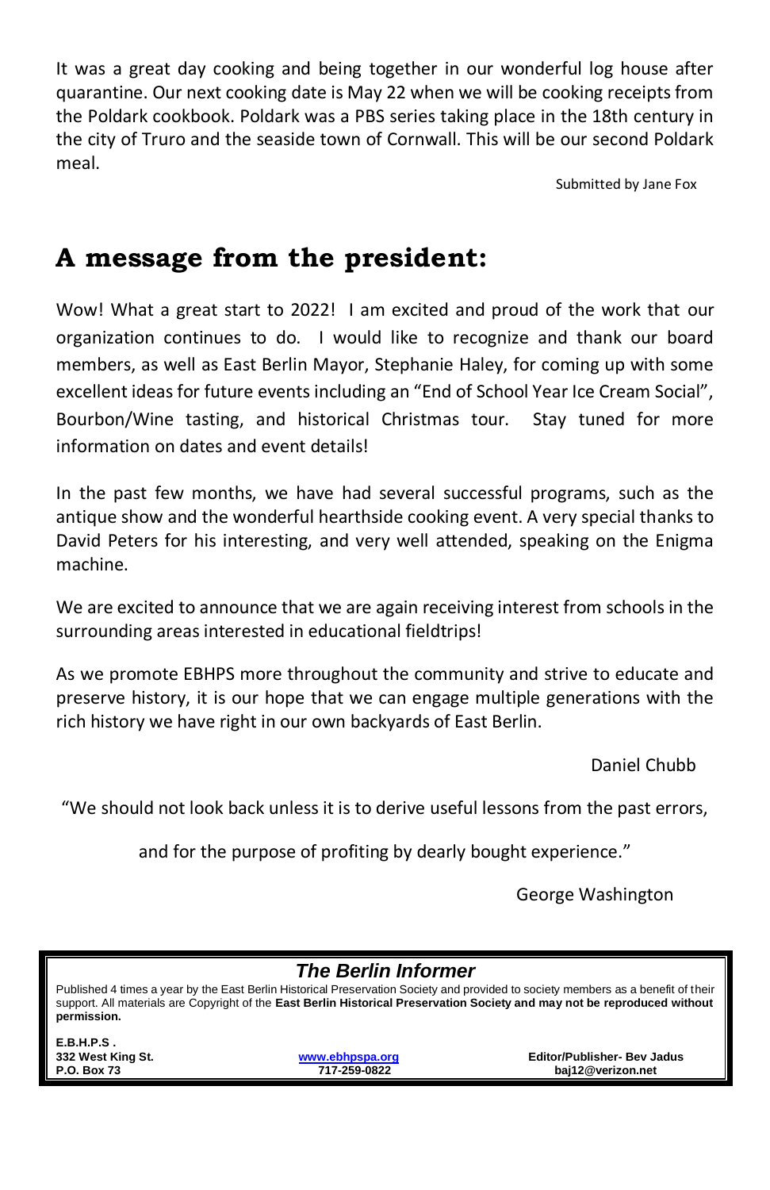It was a great day cooking and being together in our wonderful log house after quarantine. Our next cooking date is May 22 when we will be cooking receipts from the Poldark cookbook. Poldark was a PBS series taking place in the 18th century in the city of Truro and the seaside town of Cornwall. This will be our second Poldark meal.

Submitted by Jane Fox

# A message from the president:

Wow! What a great start to 2022! I am excited and proud of the work that our organization continues to do. I would like to recognize and thank our board members, as well as East Berlin Mayor, Stephanie Haley, for coming up with some excellent ideas for future events including an "End of School Year Ice Cream Social", Bourbon/Wine tasting, and historical Christmas tour. Stay tuned for more information on dates and event details!

In the past few months, we have had several successful programs, such as the antique show and the wonderful hearthside cooking event. A very special thanks to David Peters for his interesting, and very well attended, speaking on the Enigma machine.

We are excited to announce that we are again receiving interest from schools in the surrounding areas interested in educational fieldtrips!

As we promote EBHPS more throughout the community and strive to educate and preserve history, it is our hope that we can engage multiple generations with the rich history we have right in our own backyards of East Berlin.

Daniel Chubb

"We should not look back unless it is to derive useful lessons from the past errors,

and for the purpose of profiting by dearly bought experience."

George Washington

***The Berlin Informer***

Published 4 times a year by the East Berlin Historical Preservation Society and provided to society members as a benefit of their support. All materials are Copyright of the **East Berlin Historical Preservation Society and may not be reproduced without permission.**

**E.B.H.P.S .**
**332 West King St.**
**P.O. Box 73**

**www.ebhpspa.org**
**717-259-0822**

**Editor/Publisher- Bev Jadus**
**baj12@verizon.net**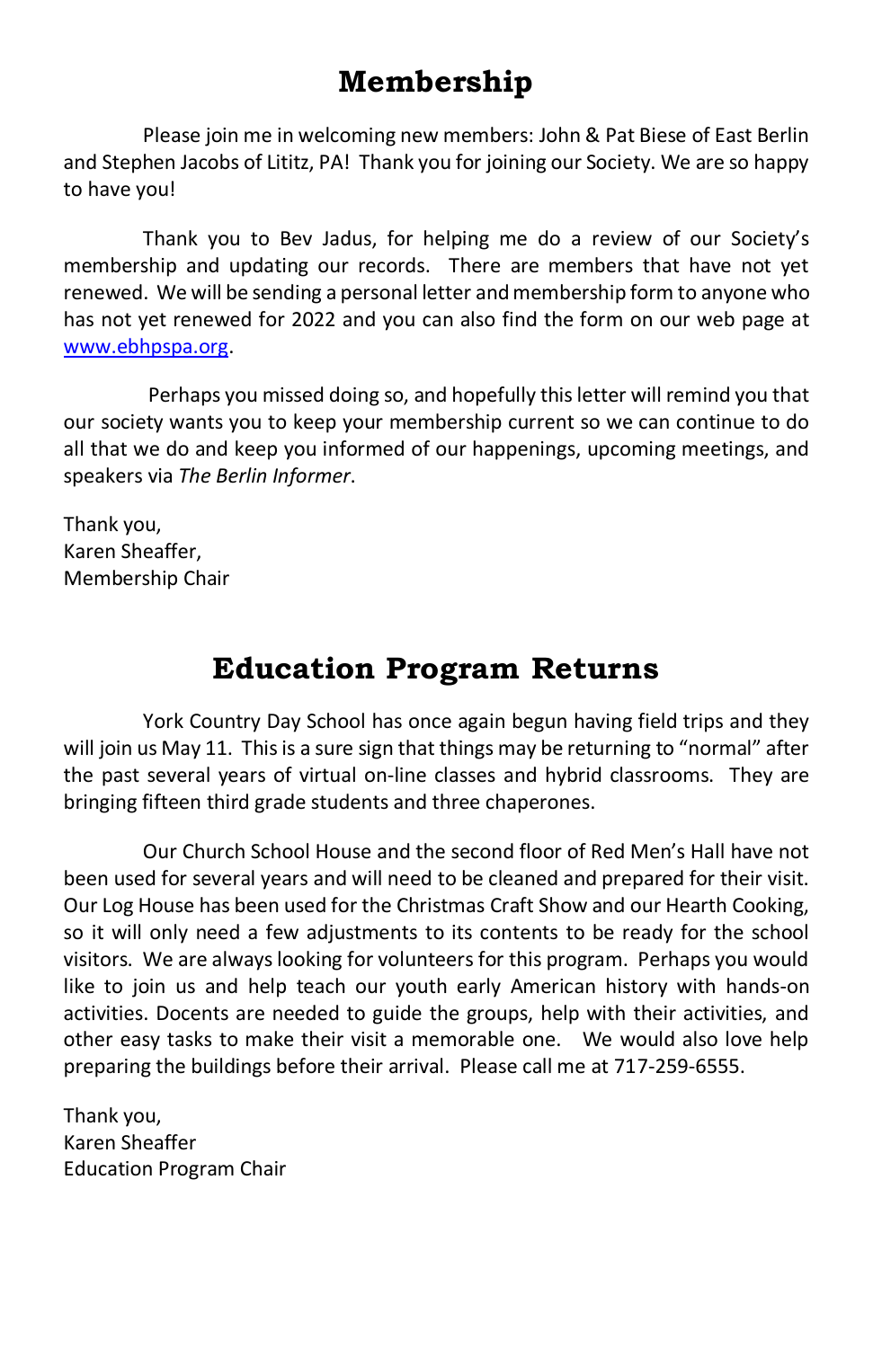# Membership

Please join me in welcoming new members: John & Pat Biese of East Berlin and Stephen Jacobs of Lititz, PA! Thank you for joining our Society. We are so happy to have you!

Thank you to Bev Jadus, for helping me do a review of our Society's membership and updating our records. There are members that have not yet renewed. We will be sending a personal letter and membership form to anyone who has not yet renewed for 2022 and you can also find the form on our web page at [www.ebhpspa.org](http://www.ebhpspa.org).

Perhaps you missed doing so, and hopefully this letter will remind you that our society wants you to keep your membership current so we can continue to do all that we do and keep you informed of our happenings, upcoming meetings, and speakers via *The Berlin Informer*.

Thank you,
Karen Sheaffer,
Membership Chair

# Education Program Returns

York Country Day School has once again begun having field trips and they will join us May 11. This is a sure sign that things may be returning to "normal" after the past several years of virtual on-line classes and hybrid classrooms. They are bringing fifteen third grade students and three chaperones.

Our Church School House and the second floor of Red Men's Hall have not been used for several years and will need to be cleaned and prepared for their visit. Our Log House has been used for the Christmas Craft Show and our Hearth Cooking, so it will only need a few adjustments to its contents to be ready for the school visitors. We are always looking for volunteers for this program. Perhaps you would like to join us and help teach our youth early American history with hands-on activities. Docents are needed to guide the groups, help with their activities, and other easy tasks to make their visit a memorable one. We would also love help preparing the buildings before their arrival. Please call me at 717-259-6555.

Thank you,
Karen Sheaffer
Education Program Chair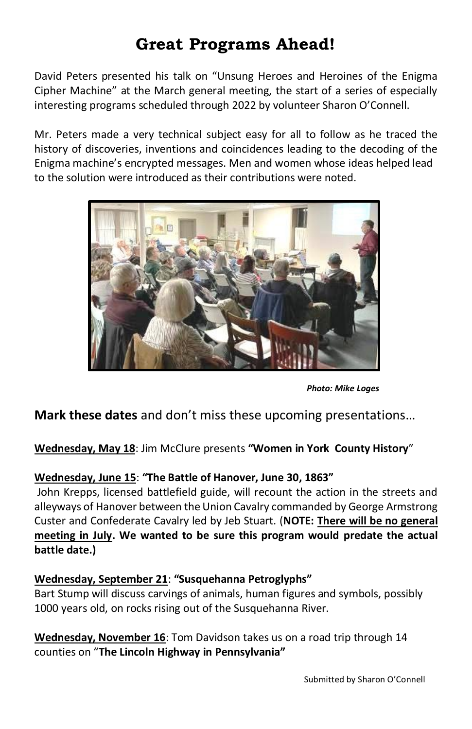# Great Programs Ahead!

David Peters presented his talk on "Unsung Heroes and Heroines of the Enigma Cipher Machine" at the March general meeting, the start of a series of especially interesting programs scheduled through 2022 by volunteer Sharon O'Connell.

Mr. Peters made a very technical subject easy for all to follow as he traced the history of discoveries, inventions and coincidences leading to the decoding of the Enigma machine's encrypted messages. Men and women whose ideas helped lead to the solution were introduced as their contributions were noted.

***Photo: Mike Loges***

**Mark these dates** and don't miss these upcoming presentations…

**Wednesday, May 18**: Jim McClure presents **"Women in York County History"**

**Wednesday, June 15**: **"The Battle of Hanover, June 30, 1863"**
John Krepps, licensed battlefield guide, will recount the action in the streets and alleyways of Hanover between the Union Cavalry commanded by George Armstrong Custer and Confederate Cavalry led by Jeb Stuart. (**NOTE: There will be no general meeting in July. We wanted to be sure this program would predate the actual battle date.)**

**Wednesday, September 21**: **"Susquehanna Petroglyphs"**
Bart Stump will discuss carvings of animals, human figures and symbols, possibly 1000 years old, on rocks rising out of the Susquehanna River.

**Wednesday, November 16**: Tom Davidson takes us on a road trip through 14 counties on "**The Lincoln Highway in Pennsylvania"**

Submitted by Sharon O'Connell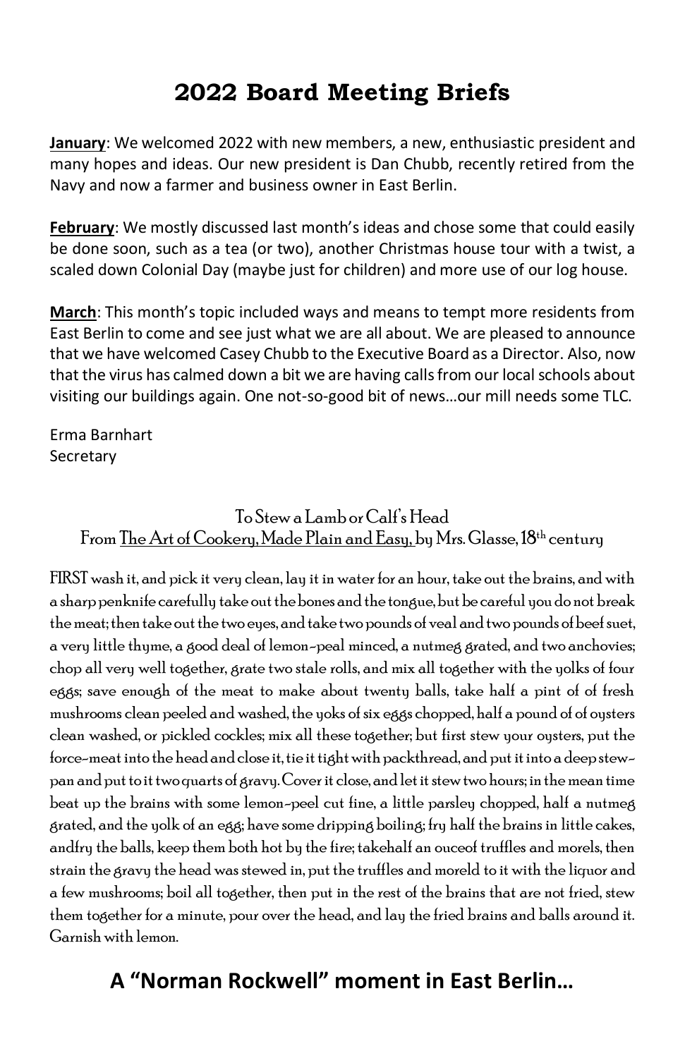# 2022 Board Meeting Briefs

**January**: We welcomed 2022 with new members, a new, enthusiastic president and many hopes and ideas. Our new president is Dan Chubb, recently retired from the Navy and now a farmer and business owner in East Berlin.

**February**: We mostly discussed last month's ideas and chose some that could easily be done soon, such as a tea (or two), another Christmas house tour with a twist, a scaled down Colonial Day (maybe just for children) and more use of our log house.

**March**: This month's topic included ways and means to tempt more residents from East Berlin to come and see just what we are all about. We are pleased to announce that we have welcomed Casey Chubb to the Executive Board as a Director. Also, now that the virus has calmed down a bit we are having calls from our local schools about visiting our buildings again. One not-so-good bit of news…our mill needs some TLC.

Erma Barnhart
Secretary

To Stew a Lamb or Calf's Head
From The Art of Cookery, Made Plain and Easy, by Mrs. Glasse, 18th century

FIRST wash it, and pick it very clean, lay it in water for an hour, take out the brains, and with a sharp penknife carefully take out the bones and the tongue, but be careful you do not break the meat; then take out the two eyes, and take two pounds of veal and two pounds of beef suet, a very little thyme, a good deal of lemon-peal minced, a nutmeg grated, and two anchovies; chop all very well together, grate two stale rolls, and mix all together with the yolks of four eggs; save enough of the meat to make about twenty balls, take half a pint of of fresh mushrooms clean peeled and washed, the yoks of six eggs chopped, half a pound of of oysters clean washed, or pickled cockles; mix all these together; but first stew your oysters, put the force-meat into the head and close it, tie it tight with packthread, and put it into a deep stew-pan and put to it two quarts of gravy. Cover it close, and let it stew two hours; in the mean time beat up the brains with some lemon-peel cut fine, a little parsley chopped, half a nutmeg grated, and the yolk of an egg; have some dripping boiling; fry half the brains in little cakes, andfry the balls, keep them both hot by the fire; takehalf an ouceof truffles and morels, then strain the gravy the head was stewed in, put the truffles and moreld to it with the liquor and a few mushrooms; boil all together, then put in the rest of the brains that are not fried, stew them together for a minute, pour over the head, and lay the fried brains and balls around it. Garnish with lemon.

## A "Norman Rockwell" moment in East Berlin…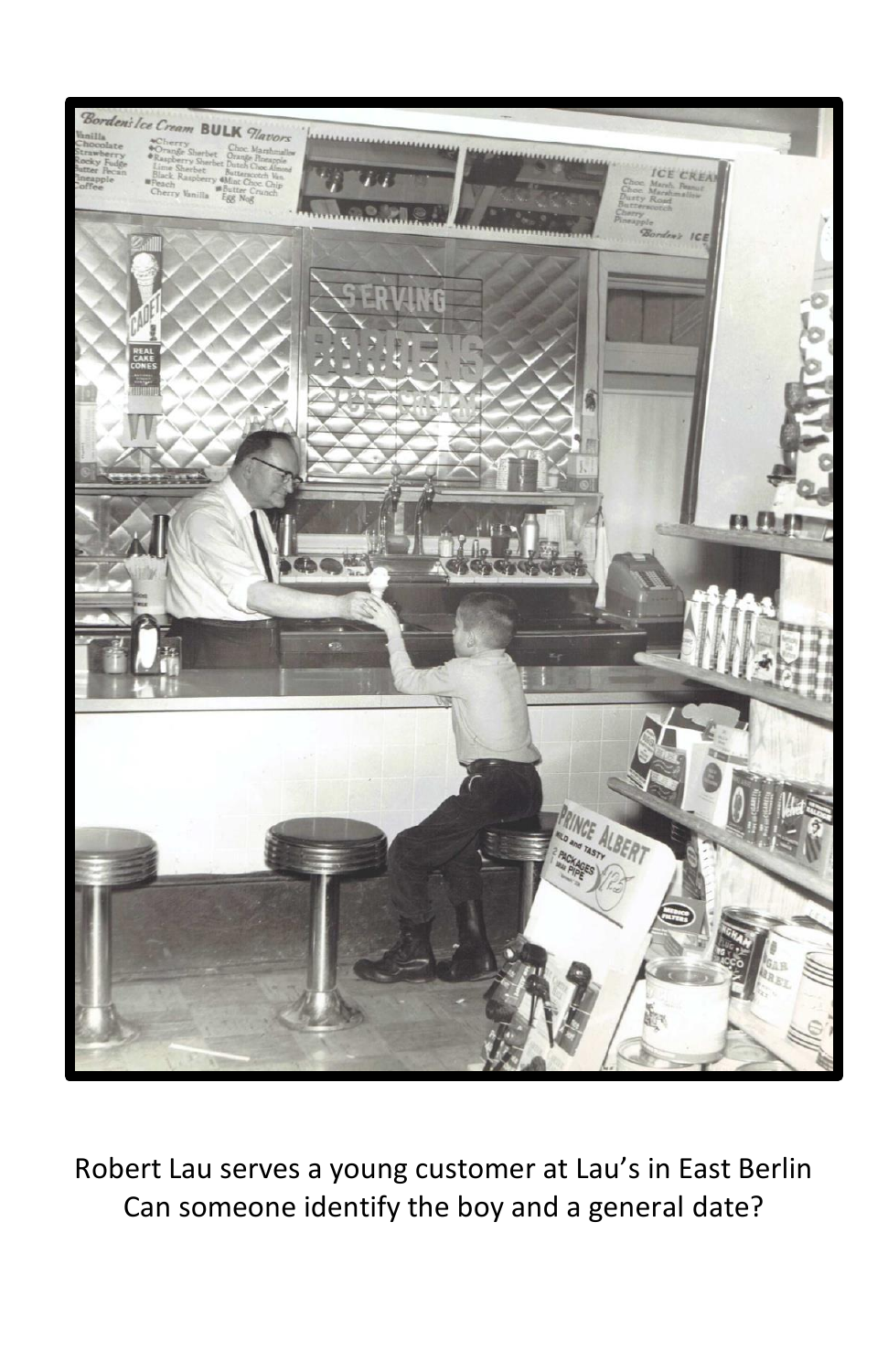Robert Lau serves a young customer at Lau's in East Berlin
Can someone identify the boy and a general date?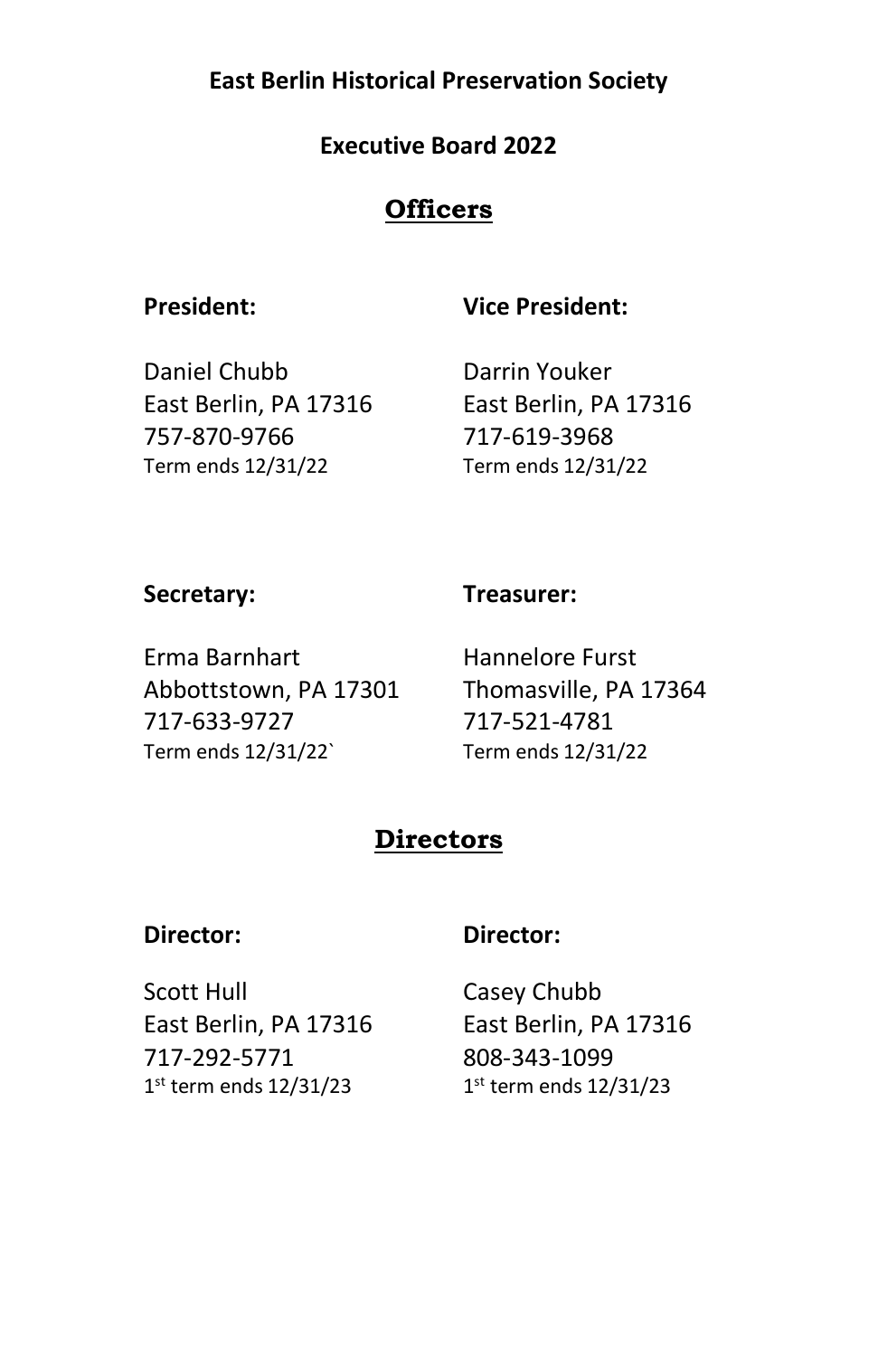**East Berlin Historical Preservation Society**

**Executive Board 2022**

## Officers

**President:**

Daniel Chubb
East Berlin, PA 17316
757-870-9766
Term ends 12/31/22

**Vice President:**

Darrin Youker
East Berlin, PA 17316
717-619-3968
Term ends 12/31/22

**Secretary:**

Erma Barnhart
Abbottstown, PA 17301
717-633-9727
Term ends 12/31/22`

**Treasurer:**

Hannelore Furst
Thomasville, PA 17364
717-521-4781
Term ends 12/31/22

## Directors

**Director:**

Scott Hull
East Berlin, PA 17316
717-292-5771
1st term ends 12/31/23

**Director:**

Casey Chubb
East Berlin, PA 17316
808-343-1099
1st term ends 12/31/23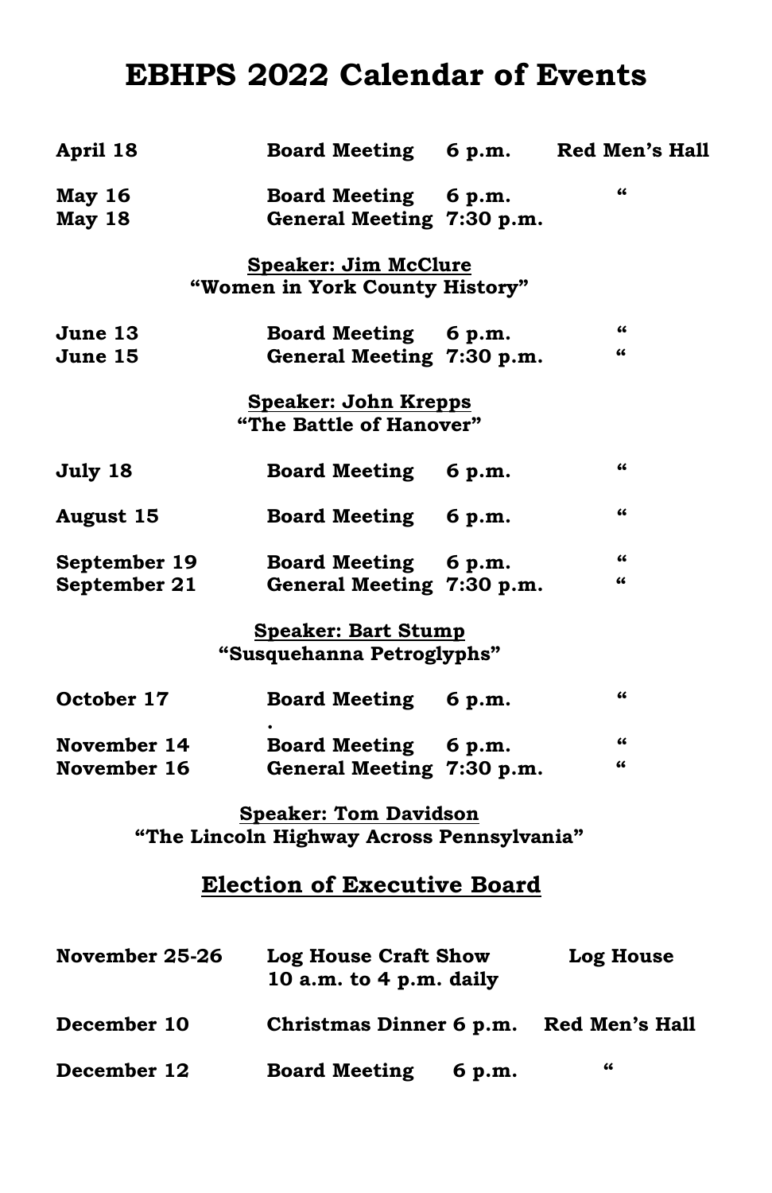# EBHPS 2022 Calendar of Events

| | | | |
|---|---|---|---|
| **April 18** | **Board Meeting** | **6 p.m.** | **Red Men's Hall** |
| **May 16** | **Board Meeting** | **6 p.m.** | **"** |
| **May 18** | **General Meeting** | **7:30 p.m.** | |

**<u>Speaker: Jim McClure</u>**
**"Women in York County History"**

| | | | |
|---|---|---|---|
| **June 13** | **Board Meeting** | **6 p.m.** | **"** |
| **June 15** | **General Meeting** | **7:30 p.m.** | **"** |

**<u>Speaker: John Krepps</u>**
**"The Battle of Hanover"**

| | | | |
|---|---|---|---|
| **July 18** | **Board Meeting** | **6 p.m.** | **"** |
| **August 15** | **Board Meeting** | **6 p.m.** | **"** |
| **September 19** | **Board Meeting** | **6 p.m.** | **"** |
| **September 21** | **General Meeting** | **7:30 p.m.** | **"** |

**<u>Speaker: Bart Stump</u>**
**"Susquehanna Petroglyphs"**

| | | | |
|---|---|---|---|
| **October 17** | **Board Meeting** | **6 p.m.** | **"** |
| **November 14** | **Board Meeting** | **6 p.m.** | **"** |
| **November 16** | **General Meeting** | **7:30 p.m.** | **"** |

**<u>Speaker: Tom Davidson</u>**
**"The Lincoln Highway Across Pennsylvania"**

## <u>Election of Executive Board</u>

| | | |
|---|---|---|
| **November 25-26** | **Log House Craft Show**<br>**10 a.m. to 4 p.m. daily** | **Log House** |
| **December 10** | **Christmas Dinner 6 p.m.** | **Red Men's Hall** |
| **December 12** | **Board Meeting 6 p.m.** | **"** |